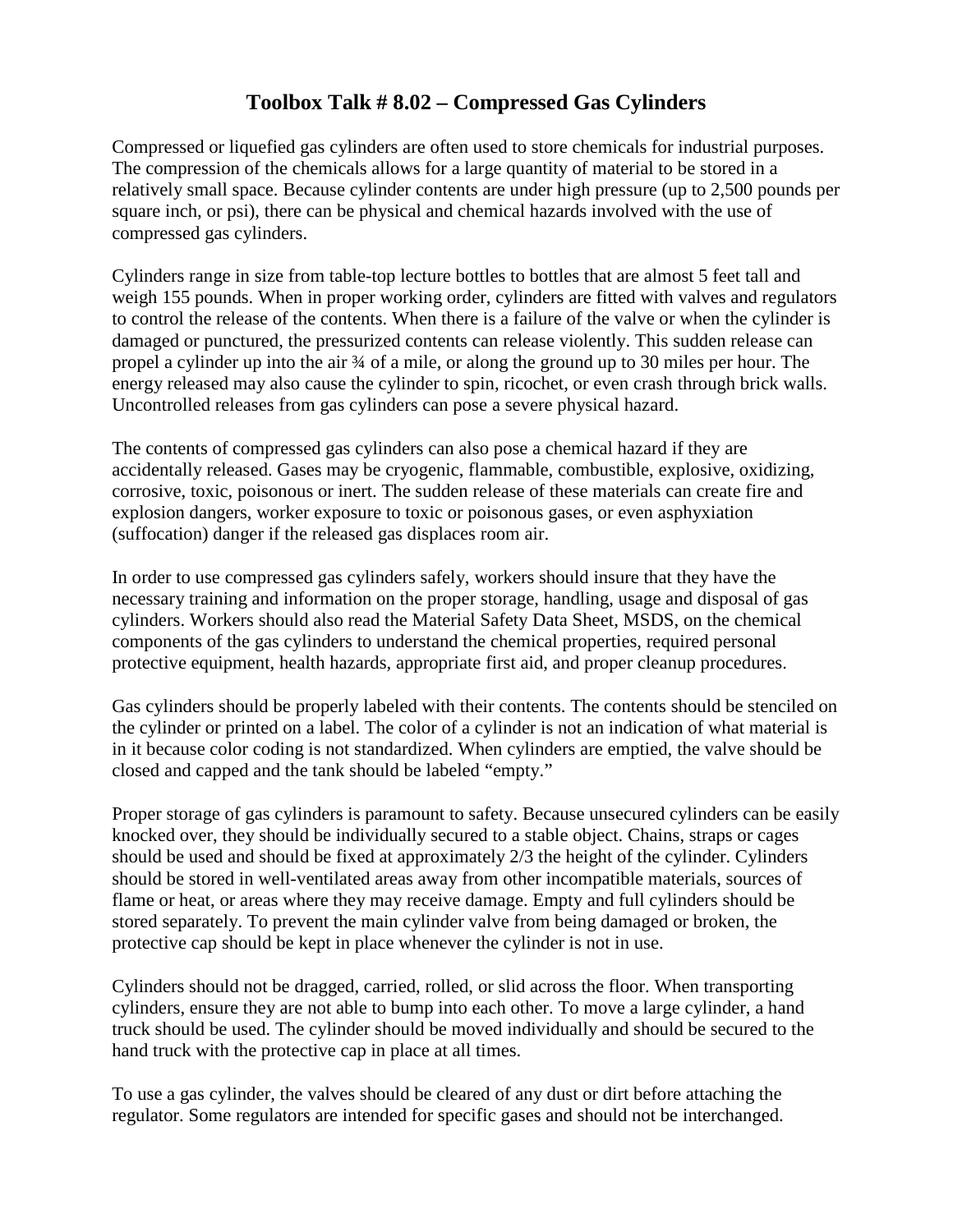# Toolbox Talk # 8.02 – Compressed Gas Cylinders

Compressed or liquefied gas cylinders are often used to store chemicals for industrial purposes. The compression of the chemicals allows for a large quantity of material to be stored in a relatively small space. Because cylinder contents are under high pressure (up to 2,500 pounds per square inch, or psi), there can be physical and chemical hazards involved with the use of compressed gas cylinders.

Cylinders range in size from table-top lecture bottles to bottles that are almost 5 feet tall and weigh 155 pounds. When in proper working order, cylinders are fitted with valves and regulators to control the release of the contents. When there is a failure of the valve or when the cylinder is damaged or punctured, the pressurized contents can release violently. This sudden release can propel a cylinder up into the air ¾ of a mile, or along the ground up to 30 miles per hour. The energy released may also cause the cylinder to spin, ricochet, or even crash through brick walls. Uncontrolled releases from gas cylinders can pose a severe physical hazard.

The contents of compressed gas cylinders can also pose a chemical hazard if they are accidentally released. Gases may be cryogenic, flammable, combustible, explosive, oxidizing, corrosive, toxic, poisonous or inert. The sudden release of these materials can create fire and explosion dangers, worker exposure to toxic or poisonous gases, or even asphyxiation (suffocation) danger if the released gas displaces room air.

In order to use compressed gas cylinders safely, workers should insure that they have the necessary training and information on the proper storage, handling, usage and disposal of gas cylinders. Workers should also read the Material Safety Data Sheet, MSDS, on the chemical components of the gas cylinders to understand the chemical properties, required personal protective equipment, health hazards, appropriate first aid, and proper cleanup procedures.

Gas cylinders should be properly labeled with their contents. The contents should be stenciled on the cylinder or printed on a label. The color of a cylinder is not an indication of what material is in it because color coding is not standardized. When cylinders are emptied, the valve should be closed and capped and the tank should be labeled "empty."

Proper storage of gas cylinders is paramount to safety. Because unsecured cylinders can be easily knocked over, they should be individually secured to a stable object. Chains, straps or cages should be used and should be fixed at approximately 2/3 the height of the cylinder. Cylinders should be stored in well-ventilated areas away from other incompatible materials, sources of flame or heat, or areas where they may receive damage. Empty and full cylinders should be stored separately. To prevent the main cylinder valve from being damaged or broken, the protective cap should be kept in place whenever the cylinder is not in use.

Cylinders should not be dragged, carried, rolled, or slid across the floor. When transporting cylinders, ensure they are not able to bump into each other. To move a large cylinder, a hand truck should be used. The cylinder should be moved individually and should be secured to the hand truck with the protective cap in place at all times.

To use a gas cylinder, the valves should be cleared of any dust or dirt before attaching the regulator. Some regulators are intended for specific gases and should not be interchanged.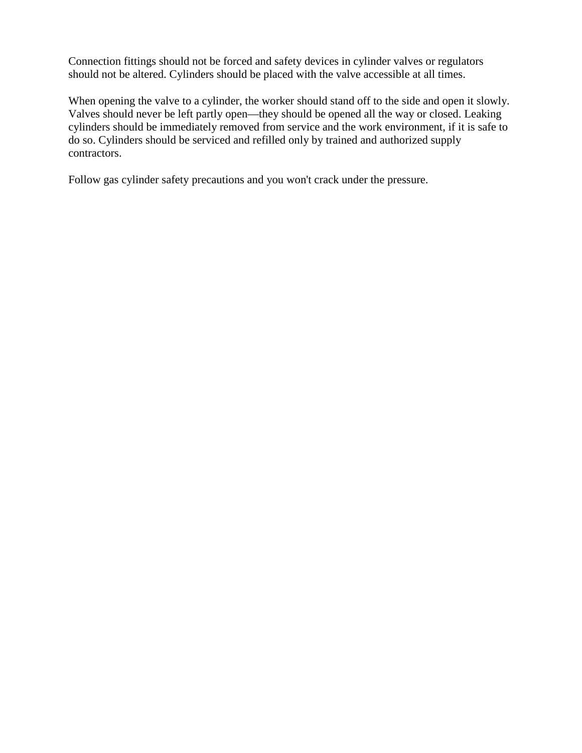Connection fittings should not be forced and safety devices in cylinder valves or regulators should not be altered. Cylinders should be placed with the valve accessible at all times.

When opening the valve to a cylinder, the worker should stand off to the side and open it slowly. Valves should never be left partly open—they should be opened all the way or closed. Leaking cylinders should be immediately removed from service and the work environment, if it is safe to do so. Cylinders should be serviced and refilled only by trained and authorized supply contractors.

Follow gas cylinder safety precautions and you won't crack under the pressure.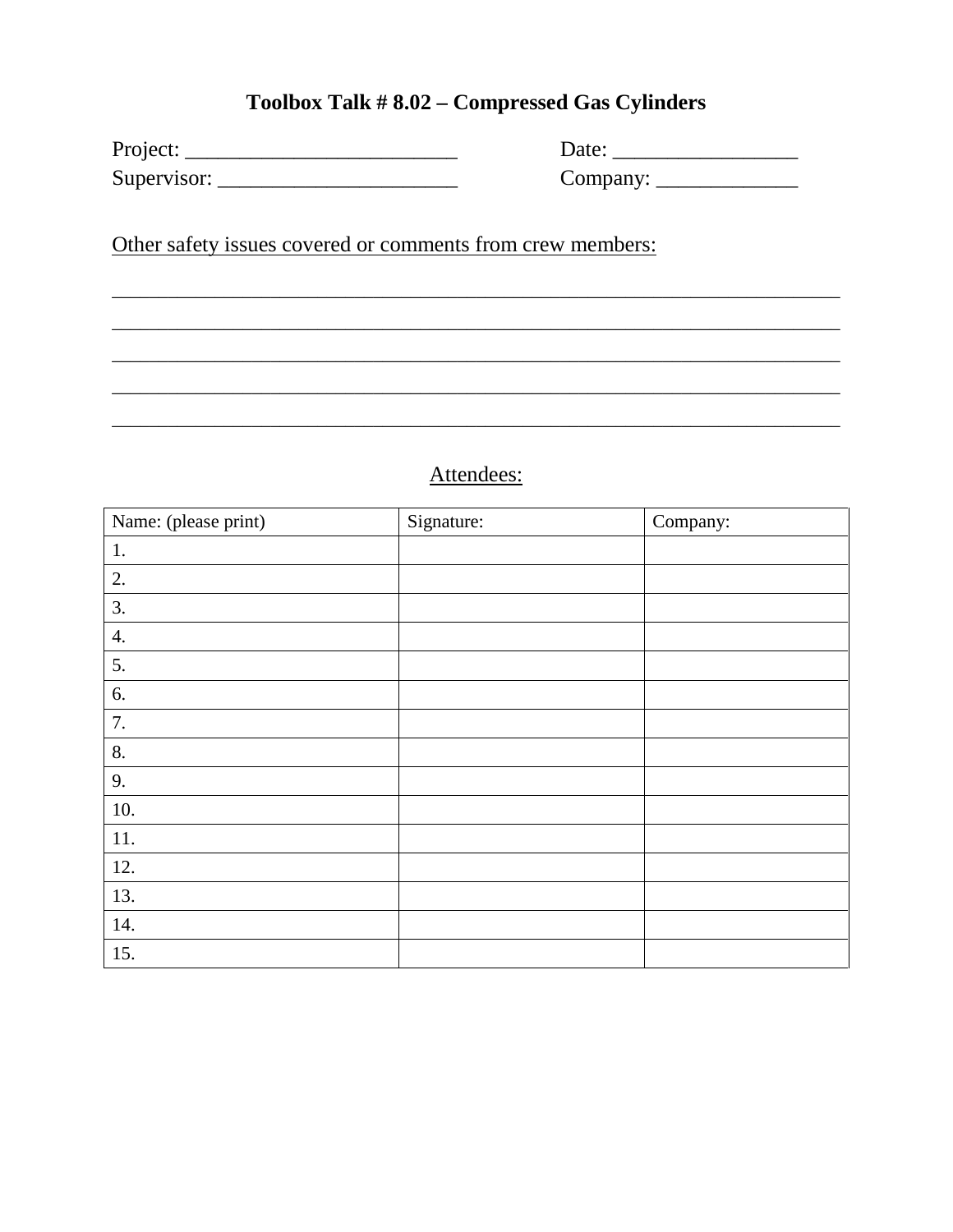# Toolbox Talk # 8.02 – Compressed Gas Cylinders

Project: _________________________ Date: _________________

Supervisor: ______________________ Company: _____________

Other safety issues covered or comments from crew members:

___________________________________________________________________________

___________________________________________________________________________

___________________________________________________________________________

___________________________________________________________________________

___________________________________________________________________________

Attendees:

| Name: (please print) | Signature: | Company: |
|---|---|---|
| 1. | | |
| 2. | | |
| 3. | | |
| 4. | | |
| 5. | | |
| 6. | | |
| 7. | | |
| 8. | | |
| 9. | | |
| 10. | | |
| 11. | | |
| 12. | | |
| 13. | | |
| 14. | | |
| 15. | | |